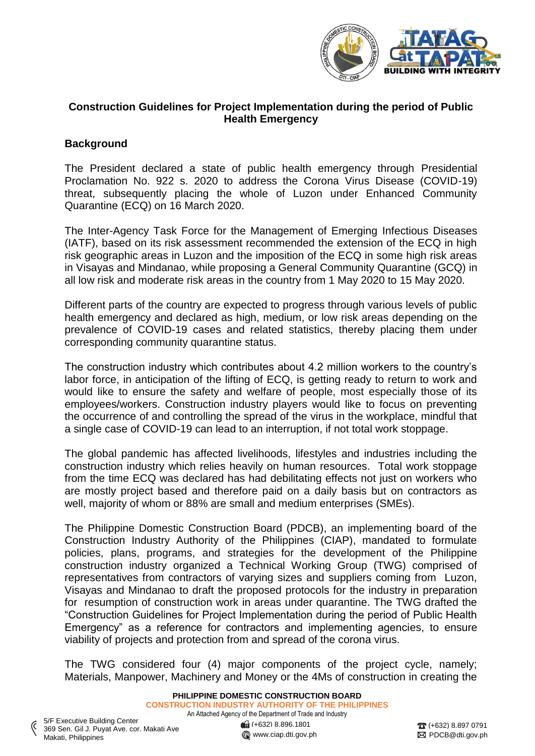## Construction Guidelines for Project Implementation during the period of Public Health Emergency

### Background

The President declared a state of public health emergency through Presidential Proclamation No. 922 s. 2020 to address the Corona Virus Disease (COVID-19) threat, subsequently placing the whole of Luzon under Enhanced Community Quarantine (ECQ) on 16 March 2020.

The Inter-Agency Task Force for the Management of Emerging Infectious Diseases (IATF), based on its risk assessment recommended the extension of the ECQ in high risk geographic areas in Luzon and the imposition of the ECQ in some high risk areas in Visayas and Mindanao, while proposing a General Community Quarantine (GCQ) in all low risk and moderate risk areas in the country from 1 May 2020 to 15 May 2020.

Different parts of the country are expected to progress through various levels of public health emergency and declared as high, medium, or low risk areas depending on the prevalence of COVID-19 cases and related statistics, thereby placing them under corresponding community quarantine status.

The construction industry which contributes about 4.2 million workers to the country's labor force, in anticipation of the lifting of ECQ, is getting ready to return to work and would like to ensure the safety and welfare of people, most especially those of its employees/workers. Construction industry players would like to focus on preventing the occurrence of and controlling the spread of the virus in the workplace, mindful that a single case of COVID-19 can lead to an interruption, if not total work stoppage.

The global pandemic has affected livelihoods, lifestyles and industries including the construction industry which relies heavily on human resources. Total work stoppage from the time ECQ was declared has had debilitating effects not just on workers who are mostly project based and therefore paid on a daily basis but on contractors as well, majority of whom or 88% are small and medium enterprises (SMEs).

The Philippine Domestic Construction Board (PDCB), an implementing board of the Construction Industry Authority of the Philippines (CIAP), mandated to formulate policies, plans, programs, and strategies for the development of the Philippine construction industry organized a Technical Working Group (TWG) comprised of representatives from contractors of varying sizes and suppliers coming from Luzon, Visayas and Mindanao to draft the proposed protocols for the industry in preparation for resumption of construction work in areas under quarantine. The TWG drafted the "Construction Guidelines for Project Implementation during the period of Public Health Emergency" as a reference for contractors and implementing agencies, to ensure viability of projects and protection from and spread of the corona virus.

The TWG considered four (4) major components of the project cycle, namely; Materials, Manpower, Machinery and Money or the 4Ms of construction in creating the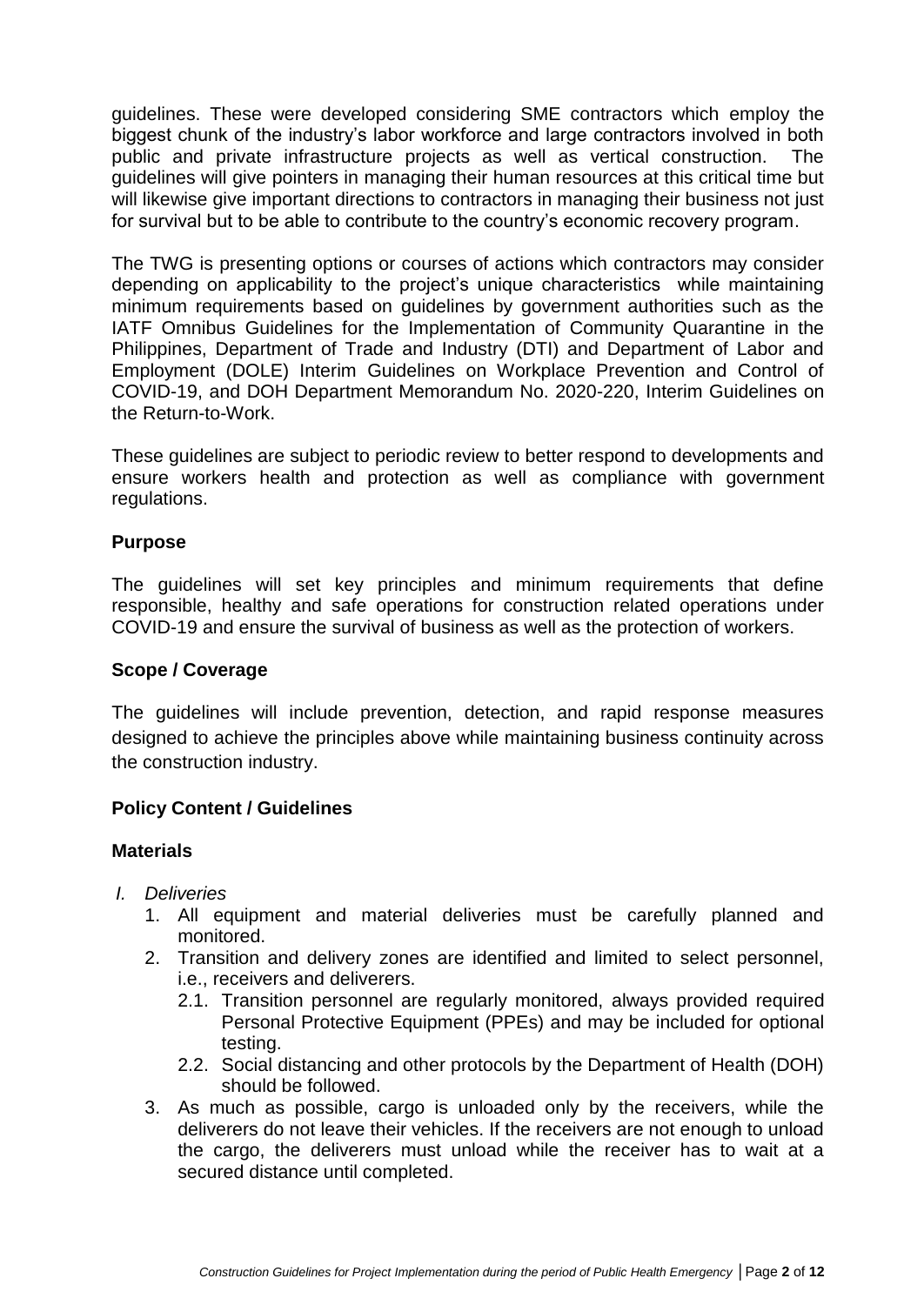guidelines. These were developed considering SME contractors which employ the biggest chunk of the industry's labor workforce and large contractors involved in both public and private infrastructure projects as well as vertical construction. The guidelines will give pointers in managing their human resources at this critical time but will likewise give important directions to contractors in managing their business not just for survival but to be able to contribute to the country's economic recovery program.

The TWG is presenting options or courses of actions which contractors may consider depending on applicability to the project's unique characteristics while maintaining minimum requirements based on guidelines by government authorities such as the IATF Omnibus Guidelines for the Implementation of Community Quarantine in the Philippines, Department of Trade and Industry (DTI) and Department of Labor and Employment (DOLE) Interim Guidelines on Workplace Prevention and Control of COVID-19, and DOH Department Memorandum No. 2020-220, Interim Guidelines on the Return-to-Work.

These guidelines are subject to periodic review to better respond to developments and ensure workers health and protection as well as compliance with government regulations.

**Purpose**

The guidelines will set key principles and minimum requirements that define responsible, healthy and safe operations for construction related operations under COVID-19 and ensure the survival of business as well as the protection of workers.

**Scope / Coverage**

The guidelines will include prevention, detection, and rapid response measures designed to achieve the principles above while maintaining business continuity across the construction industry.

**Policy Content / Guidelines**

**Materials**

*I. Deliveries*

1. All equipment and material deliveries must be carefully planned and monitored.
2. Transition and delivery zones are identified and limited to select personnel, i.e., receivers and deliverers.
   2.1. Transition personnel are regularly monitored, always provided required Personal Protective Equipment (PPEs) and may be included for optional testing.
   2.2. Social distancing and other protocols by the Department of Health (DOH) should be followed.
3. As much as possible, cargo is unloaded only by the receivers, while the deliverers do not leave their vehicles. If the receivers are not enough to unload the cargo, the deliverers must unload while the receiver has to wait at a secured distance until completed.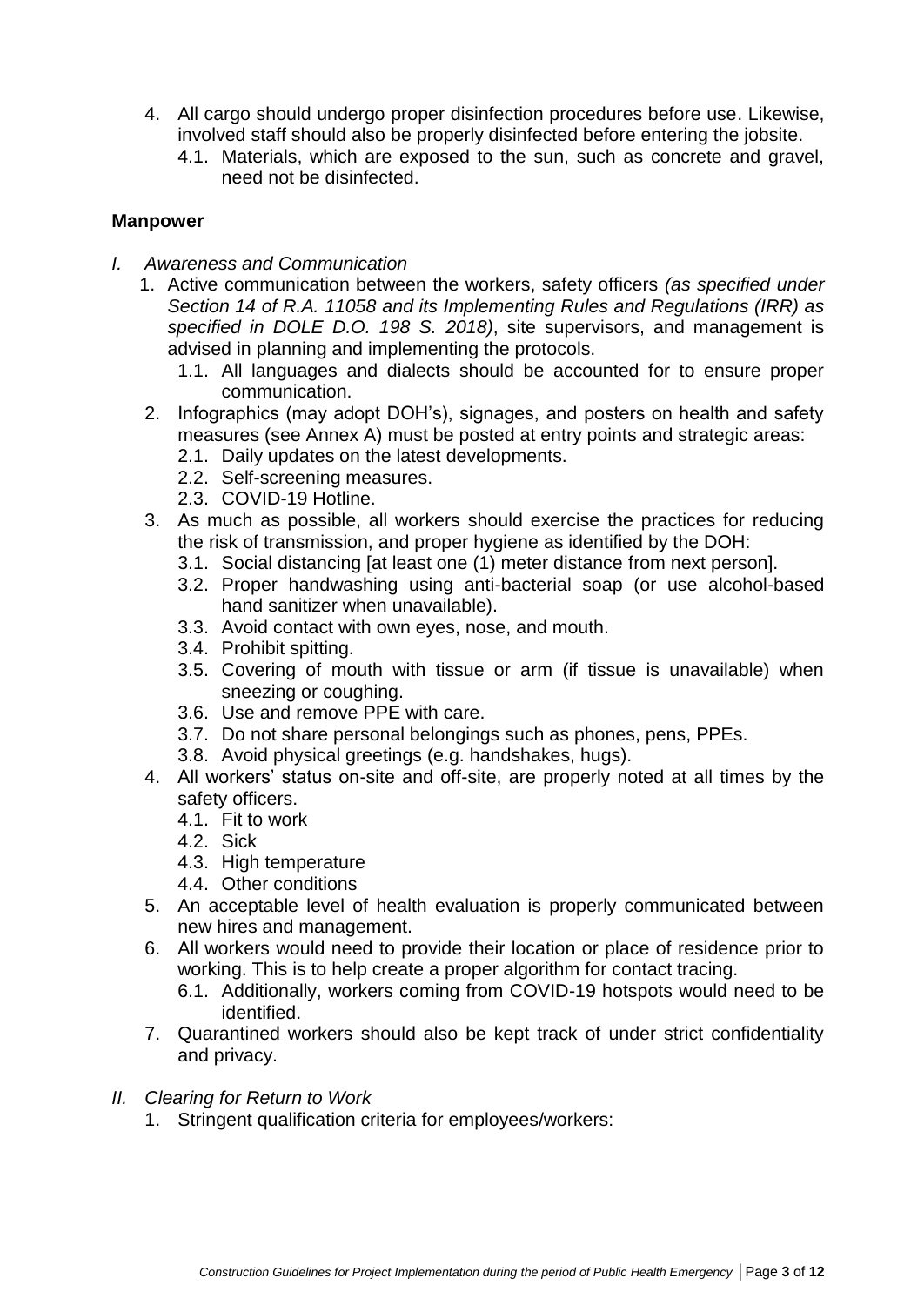4. All cargo should undergo proper disinfection procedures before use. Likewise, involved staff should also be properly disinfected before entering the jobsite.
   4.1. Materials, which are exposed to the sun, such as concrete and gravel, need not be disinfected.

**Manpower**

*I. Awareness and Communication*

1. Active communication between the workers, safety officers *(as specified under Section 14 of R.A. 11058 and its Implementing Rules and Regulations (IRR) as specified in DOLE D.O. 198 S. 2018)*, site supervisors, and management is advised in planning and implementing the protocols.
   1.1. All languages and dialects should be accounted for to ensure proper communication.
2. Infographics (may adopt DOH's), signages, and posters on health and safety measures (see Annex A) must be posted at entry points and strategic areas:
   2.1. Daily updates on the latest developments.
   2.2. Self-screening measures.
   2.3. COVID-19 Hotline.
3. As much as possible, all workers should exercise the practices for reducing the risk of transmission, and proper hygiene as identified by the DOH:
   3.1. Social distancing [at least one (1) meter distance from next person].
   3.2. Proper handwashing using anti-bacterial soap (or use alcohol-based hand sanitizer when unavailable).
   3.3. Avoid contact with own eyes, nose, and mouth.
   3.4. Prohibit spitting.
   3.5. Covering of mouth with tissue or arm (if tissue is unavailable) when sneezing or coughing.
   3.6. Use and remove PPE with care.
   3.7. Do not share personal belongings such as phones, pens, PPEs.
   3.8. Avoid physical greetings (e.g. handshakes, hugs).
4. All workers' status on-site and off-site, are properly noted at all times by the safety officers.
   4.1. Fit to work
   4.2. Sick
   4.3. High temperature
   4.4. Other conditions
5. An acceptable level of health evaluation is properly communicated between new hires and management.
6. All workers would need to provide their location or place of residence prior to working. This is to help create a proper algorithm for contact tracing.
   6.1. Additionally, workers coming from COVID-19 hotspots would need to be identified.
7. Quarantined workers should also be kept track of under strict confidentiality and privacy.

*II. Clearing for Return to Work*

1. Stringent qualification criteria for employees/workers: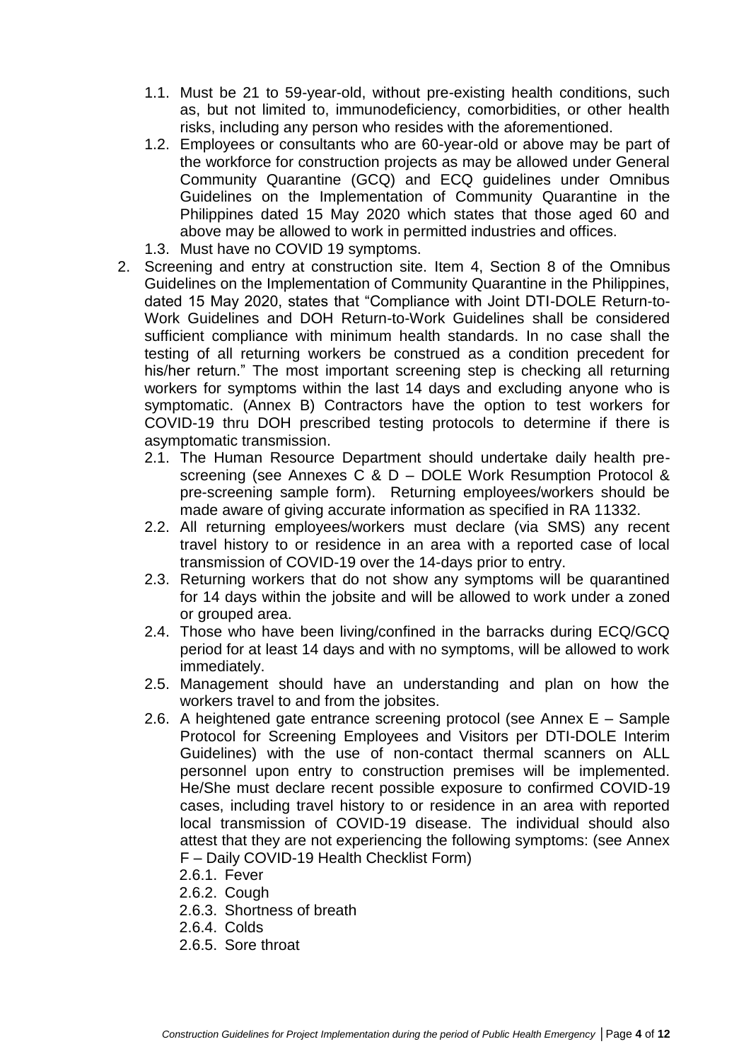- 1.1. Must be 21 to 59-year-old, without pre-existing health conditions, such as, but not limited to, immunodeficiency, comorbidities, or other health risks, including any person who resides with the aforementioned.
- 1.2. Employees or consultants who are 60-year-old or above may be part of the workforce for construction projects as may be allowed under General Community Quarantine (GCQ) and ECQ guidelines under Omnibus Guidelines on the Implementation of Community Quarantine in the Philippines dated 15 May 2020 which states that those aged 60 and above may be allowed to work in permitted industries and offices.
- 1.3. Must have no COVID 19 symptoms.

2. Screening and entry at construction site. Item 4, Section 8 of the Omnibus Guidelines on the Implementation of Community Quarantine in the Philippines, dated 15 May 2020, states that "Compliance with Joint DTI-DOLE Return-to-Work Guidelines and DOH Return-to-Work Guidelines shall be considered sufficient compliance with minimum health standards. In no case shall the testing of all returning workers be construed as a condition precedent for his/her return." The most important screening step is checking all returning workers for symptoms within the last 14 days and excluding anyone who is symptomatic. (Annex B) Contractors have the option to test workers for COVID-19 thru DOH prescribed testing protocols to determine if there is asymptomatic transmission.
   - 2.1. The Human Resource Department should undertake daily health pre-screening (see Annexes C & D – DOLE Work Resumption Protocol & pre-screening sample form). Returning employees/workers should be made aware of giving accurate information as specified in RA 11332.
   - 2.2. All returning employees/workers must declare (via SMS) any recent travel history to or residence in an area with a reported case of local transmission of COVID-19 over the 14-days prior to entry.
   - 2.3. Returning workers that do not show any symptoms will be quarantined for 14 days within the jobsite and will be allowed to work under a zoned or grouped area.
   - 2.4. Those who have been living/confined in the barracks during ECQ/GCQ period for at least 14 days and with no symptoms, will be allowed to work immediately.
   - 2.5. Management should have an understanding and plan on how the workers travel to and from the jobsites.
   - 2.6. A heightened gate entrance screening protocol (see Annex E – Sample Protocol for Screening Employees and Visitors per DTI-DOLE Interim Guidelines) with the use of non-contact thermal scanners on ALL personnel upon entry to construction premises will be implemented. He/She must declare recent possible exposure to confirmed COVID-19 cases, including travel history to or residence in an area with reported local transmission of COVID-19 disease. The individual should also attest that they are not experiencing the following symptoms: (see Annex F – Daily COVID-19 Health Checklist Form)
     - 2.6.1. Fever
     - 2.6.2. Cough
     - 2.6.3. Shortness of breath
     - 2.6.4. Colds
     - 2.6.5. Sore throat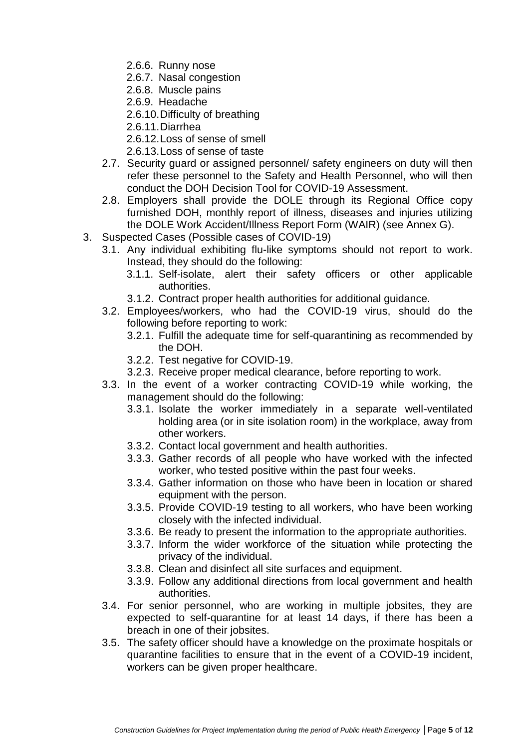- 2.6.6. Runny nose
- 2.6.7. Nasal congestion
- 2.6.8. Muscle pains
- 2.6.9. Headache
- 2.6.10. Difficulty of breathing
- 2.6.11. Diarrhea
- 2.6.12. Loss of sense of smell
- 2.6.13. Loss of sense of taste

2.7. Security guard or assigned personnel/ safety engineers on duty will then refer these personnel to the Safety and Health Personnel, who will then conduct the DOH Decision Tool for COVID-19 Assessment.

2.8. Employers shall provide the DOLE through its Regional Office copy furnished DOH, monthly report of illness, diseases and injuries utilizing the DOLE Work Accident/Illness Report Form (WAIR) (see Annex G).

3. Suspected Cases (Possible cases of COVID-19)

3.1. Any individual exhibiting flu-like symptoms should not report to work. Instead, they should do the following:

- 3.1.1. Self-isolate, alert their safety officers or other applicable authorities.
- 3.1.2. Contract proper health authorities for additional guidance.

3.2. Employees/workers, who had the COVID-19 virus, should do the following before reporting to work:

- 3.2.1. Fulfill the adequate time for self-quarantining as recommended by the DOH.
- 3.2.2. Test negative for COVID-19.
- 3.2.3. Receive proper medical clearance, before reporting to work.

3.3. In the event of a worker contracting COVID-19 while working, the management should do the following:

- 3.3.1. Isolate the worker immediately in a separate well-ventilated holding area (or in site isolation room) in the workplace, away from other workers.
- 3.3.2. Contact local government and health authorities.
- 3.3.3. Gather records of all people who have worked with the infected worker, who tested positive within the past four weeks.
- 3.3.4. Gather information on those who have been in location or shared equipment with the person.
- 3.3.5. Provide COVID-19 testing to all workers, who have been working closely with the infected individual.
- 3.3.6. Be ready to present the information to the appropriate authorities.
- 3.3.7. Inform the wider workforce of the situation while protecting the privacy of the individual.
- 3.3.8. Clean and disinfect all site surfaces and equipment.
- 3.3.9. Follow any additional directions from local government and health authorities.

3.4. For senior personnel, who are working in multiple jobsites, they are expected to self-quarantine for at least 14 days, if there has been a breach in one of their jobsites.

3.5. The safety officer should have a knowledge on the proximate hospitals or quarantine facilities to ensure that in the event of a COVID-19 incident, workers can be given proper healthcare.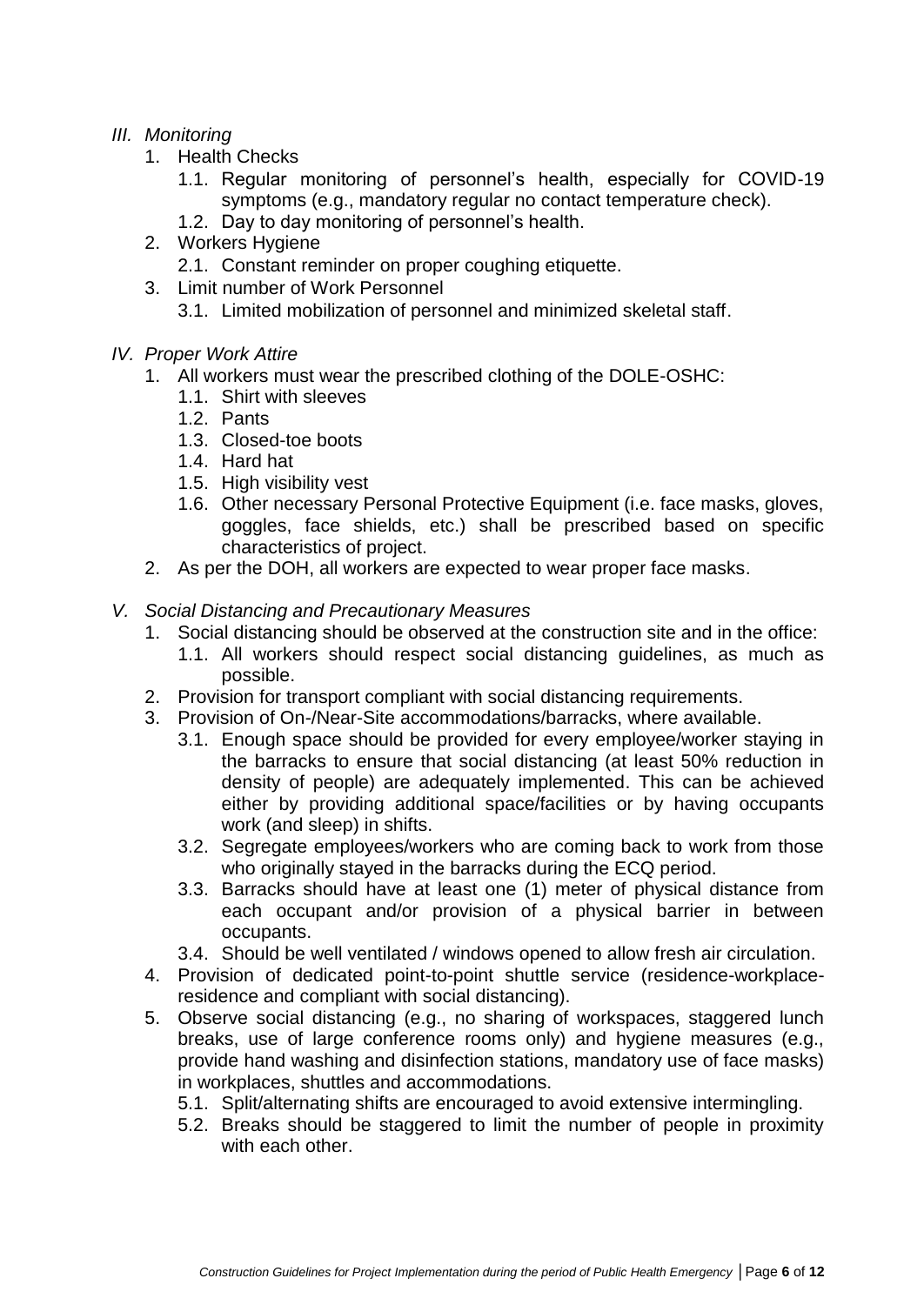## *III. Monitoring*

1. Health Checks
   1.1. Regular monitoring of personnel's health, especially for COVID-19 symptoms (e.g., mandatory regular no contact temperature check).
   1.2. Day to day monitoring of personnel's health.
2. Workers Hygiene
   2.1. Constant reminder on proper coughing etiquette.
3. Limit number of Work Personnel
   3.1. Limited mobilization of personnel and minimized skeletal staff.

## *IV. Proper Work Attire*

1. All workers must wear the prescribed clothing of the DOLE-OSHC:
   1.1. Shirt with sleeves
   1.2. Pants
   1.3. Closed-toe boots
   1.4. Hard hat
   1.5. High visibility vest
   1.6. Other necessary Personal Protective Equipment (i.e. face masks, gloves, goggles, face shields, etc.) shall be prescribed based on specific characteristics of project.
2. As per the DOH, all workers are expected to wear proper face masks.

## *V. Social Distancing and Precautionary Measures*

1. Social distancing should be observed at the construction site and in the office:
   1.1. All workers should respect social distancing guidelines, as much as possible.
2. Provision for transport compliant with social distancing requirements.
3. Provision of On-/Near-Site accommodations/barracks, where available.
   3.1. Enough space should be provided for every employee/worker staying in the barracks to ensure that social distancing (at least 50% reduction in density of people) are adequately implemented. This can be achieved either by providing additional space/facilities or by having occupants work (and sleep) in shifts.
   3.2. Segregate employees/workers who are coming back to work from those who originally stayed in the barracks during the ECQ period.
   3.3. Barracks should have at least one (1) meter of physical distance from each occupant and/or provision of a physical barrier in between occupants.
   3.4. Should be well ventilated / windows opened to allow fresh air circulation.
4. Provision of dedicated point-to-point shuttle service (residence-workplace-residence and compliant with social distancing).
5. Observe social distancing (e.g., no sharing of workspaces, staggered lunch breaks, use of large conference rooms only) and hygiene measures (e.g., provide hand washing and disinfection stations, mandatory use of face masks) in workplaces, shuttles and accommodations.
   5.1. Split/alternating shifts are encouraged to avoid extensive intermingling.
   5.2. Breaks should be staggered to limit the number of people in proximity with each other.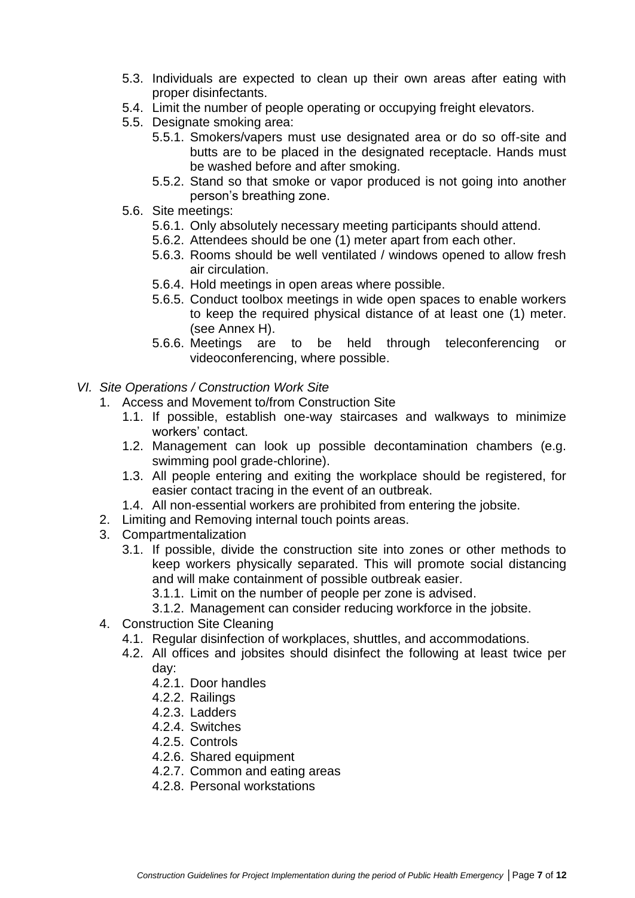- 5.3. Individuals are expected to clean up their own areas after eating with proper disinfectants.
- 5.4. Limit the number of people operating or occupying freight elevators.
- 5.5. Designate smoking area:
  - 5.5.1. Smokers/vapers must use designated area or do so off-site and butts are to be placed in the designated receptacle. Hands must be washed before and after smoking.
  - 5.5.2. Stand so that smoke or vapor produced is not going into another person's breathing zone.
- 5.6. Site meetings:
  - 5.6.1. Only absolutely necessary meeting participants should attend.
  - 5.6.2. Attendees should be one (1) meter apart from each other.
  - 5.6.3. Rooms should be well ventilated / windows opened to allow fresh air circulation.
  - 5.6.4. Hold meetings in open areas where possible.
  - 5.6.5. Conduct toolbox meetings in wide open spaces to enable workers to keep the required physical distance of at least one (1) meter. (see Annex H).
  - 5.6.6. Meetings are to be held through teleconferencing or videoconferencing, where possible.

## *VI. Site Operations / Construction Work Site*

1. Access and Movement to/from Construction Site
   - 1.1. If possible, establish one-way staircases and walkways to minimize workers' contact.
   - 1.2. Management can look up possible decontamination chambers (e.g. swimming pool grade-chlorine).
   - 1.3. All people entering and exiting the workplace should be registered, for easier contact tracing in the event of an outbreak.
   - 1.4. All non-essential workers are prohibited from entering the jobsite.
2. Limiting and Removing internal touch points areas.
3. Compartmentalization
   - 3.1. If possible, divide the construction site into zones or other methods to keep workers physically separated. This will promote social distancing and will make containment of possible outbreak easier.
     - 3.1.1. Limit on the number of people per zone is advised.
     - 3.1.2. Management can consider reducing workforce in the jobsite.
4. Construction Site Cleaning
   - 4.1. Regular disinfection of workplaces, shuttles, and accommodations.
   - 4.2. All offices and jobsites should disinfect the following at least twice per day:
     - 4.2.1. Door handles
     - 4.2.2. Railings
     - 4.2.3. Ladders
     - 4.2.4. Switches
     - 4.2.5. Controls
     - 4.2.6. Shared equipment
     - 4.2.7. Common and eating areas
     - 4.2.8. Personal workstations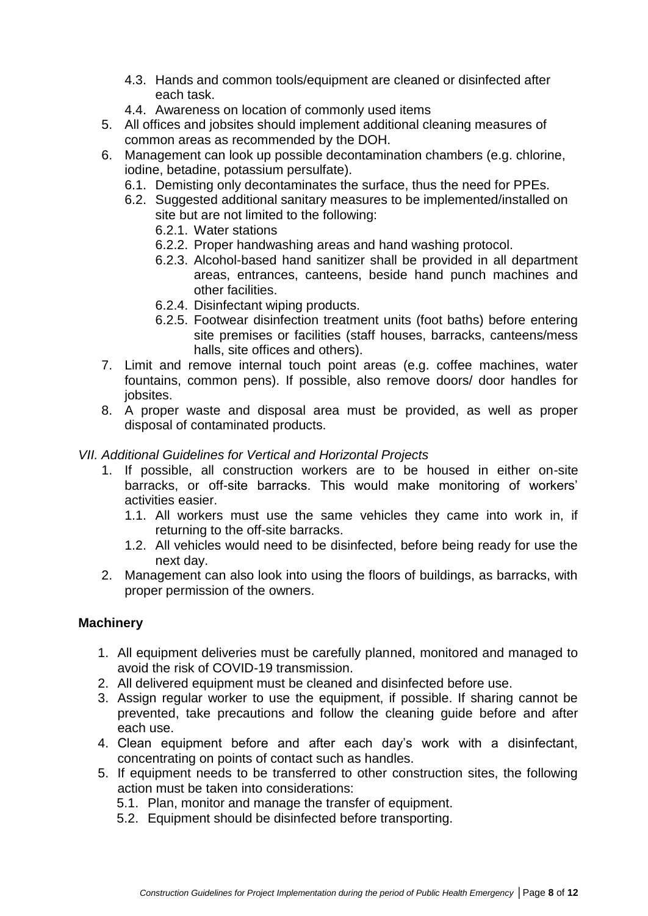4.3. Hands and common tools/equipment are cleaned or disinfected after each task.
   4.4. Awareness on location of commonly used items
5. All offices and jobsites should implement additional cleaning measures of common areas as recommended by the DOH.
6. Management can look up possible decontamination chambers (e.g. chlorine, iodine, betadine, potassium persulfate).
   6.1. Demisting only decontaminates the surface, thus the need for PPEs.
   6.2. Suggested additional sanitary measures to be implemented/installed on site but are not limited to the following:
      6.2.1. Water stations
      6.2.2. Proper handwashing areas and hand washing protocol.
      6.2.3. Alcohol-based hand sanitizer shall be provided in all department areas, entrances, canteens, beside hand punch machines and other facilities.
      6.2.4. Disinfectant wiping products.
      6.2.5. Footwear disinfection treatment units (foot baths) before entering site premises or facilities (staff houses, barracks, canteens/mess halls, site offices and others).
7. Limit and remove internal touch point areas (e.g. coffee machines, water fountains, common pens). If possible, also remove doors/ door handles for jobsites.
8. A proper waste and disposal area must be provided, as well as proper disposal of contaminated products.

*VII. Additional Guidelines for Vertical and Horizontal Projects*

1. If possible, all construction workers are to be housed in either on-site barracks, or off-site barracks. This would make monitoring of workers' activities easier.
   1.1. All workers must use the same vehicles they came into work in, if returning to the off-site barracks.
   1.2. All vehicles would need to be disinfected, before being ready for use the next day.
2. Management can also look into using the floors of buildings, as barracks, with proper permission of the owners.

**Machinery**

1. All equipment deliveries must be carefully planned, monitored and managed to avoid the risk of COVID-19 transmission.
2. All delivered equipment must be cleaned and disinfected before use.
3. Assign regular worker to use the equipment, if possible. If sharing cannot be prevented, take precautions and follow the cleaning guide before and after each use.
4. Clean equipment before and after each day's work with a disinfectant, concentrating on points of contact such as handles.
5. If equipment needs to be transferred to other construction sites, the following action must be taken into considerations:
   5.1. Plan, monitor and manage the transfer of equipment.
   5.2. Equipment should be disinfected before transporting.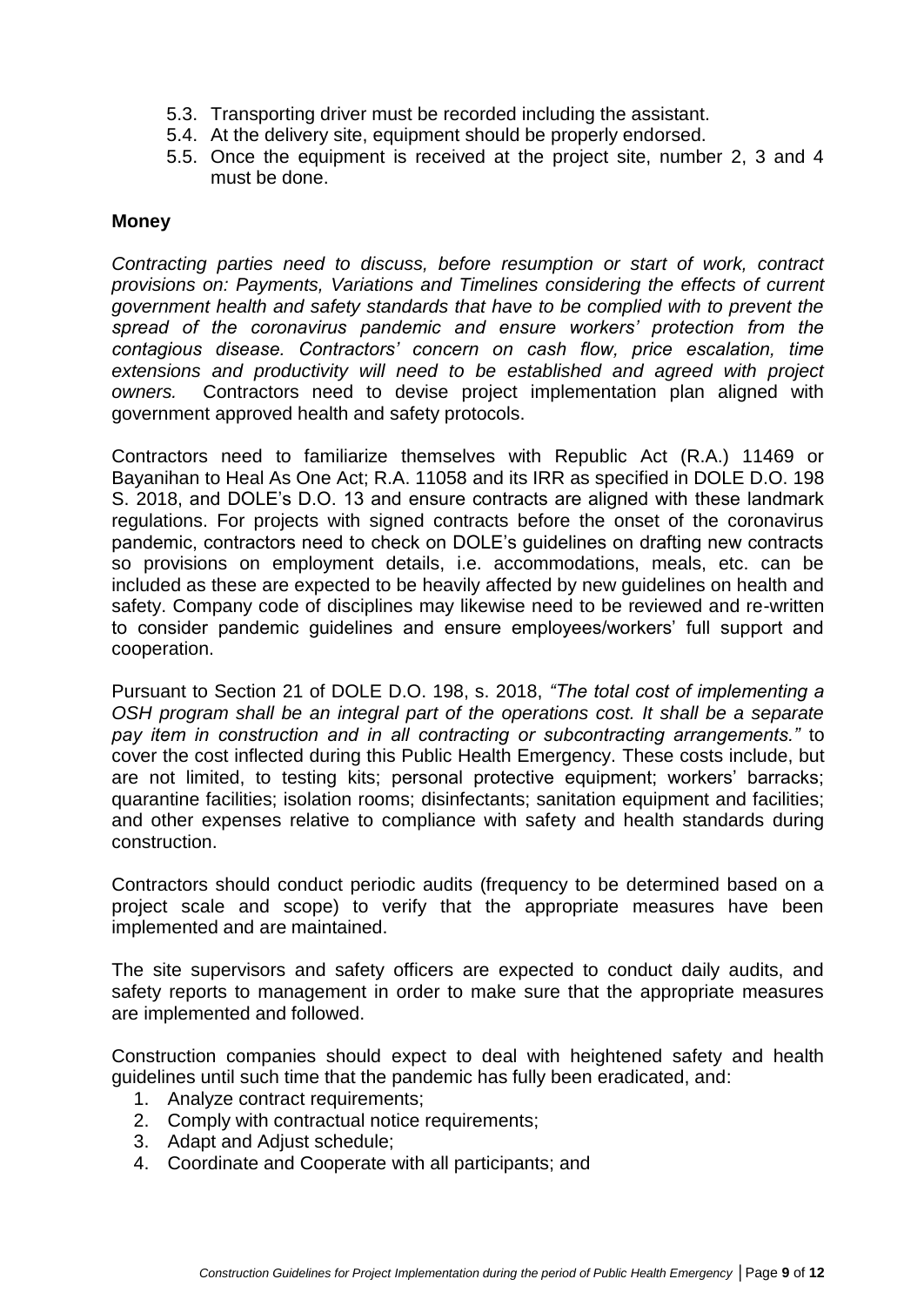5.3. Transporting driver must be recorded including the assistant.
5.4. At the delivery site, equipment should be properly endorsed.
5.5. Once the equipment is received at the project site, number 2, 3 and 4 must be done.

**Money**

*Contracting parties need to discuss, before resumption or start of work, contract provisions on: Payments, Variations and Timelines considering the effects of current government health and safety standards that have to be complied with to prevent the spread of the coronavirus pandemic and ensure workers' protection from the contagious disease. Contractors' concern on cash flow, price escalation, time extensions and productivity will need to be established and agreed with project owners.* Contractors need to devise project implementation plan aligned with government approved health and safety protocols.

Contractors need to familiarize themselves with Republic Act (R.A.) 11469 or Bayanihan to Heal As One Act; R.A. 11058 and its IRR as specified in DOLE D.O. 198 S. 2018, and DOLE's D.O. 13 and ensure contracts are aligned with these landmark regulations. For projects with signed contracts before the onset of the coronavirus pandemic, contractors need to check on DOLE's guidelines on drafting new contracts so provisions on employment details, i.e. accommodations, meals, etc. can be included as these are expected to be heavily affected by new guidelines on health and safety. Company code of disciplines may likewise need to be reviewed and re-written to consider pandemic guidelines and ensure employees/workers' full support and cooperation.

Pursuant to Section 21 of DOLE D.O. 198, s. 2018, *"The total cost of implementing a OSH program shall be an integral part of the operations cost. It shall be a separate pay item in construction and in all contracting or subcontracting arrangements."* to cover the cost inflected during this Public Health Emergency. These costs include, but are not limited, to testing kits; personal protective equipment; workers' barracks; quarantine facilities; isolation rooms; disinfectants; sanitation equipment and facilities; and other expenses relative to compliance with safety and health standards during construction.

Contractors should conduct periodic audits (frequency to be determined based on a project scale and scope) to verify that the appropriate measures have been implemented and are maintained.

The site supervisors and safety officers are expected to conduct daily audits, and safety reports to management in order to make sure that the appropriate measures are implemented and followed.

Construction companies should expect to deal with heightened safety and health guidelines until such time that the pandemic has fully been eradicated, and:

1. Analyze contract requirements;
2. Comply with contractual notice requirements;
3. Adapt and Adjust schedule;
4. Coordinate and Cooperate with all participants; and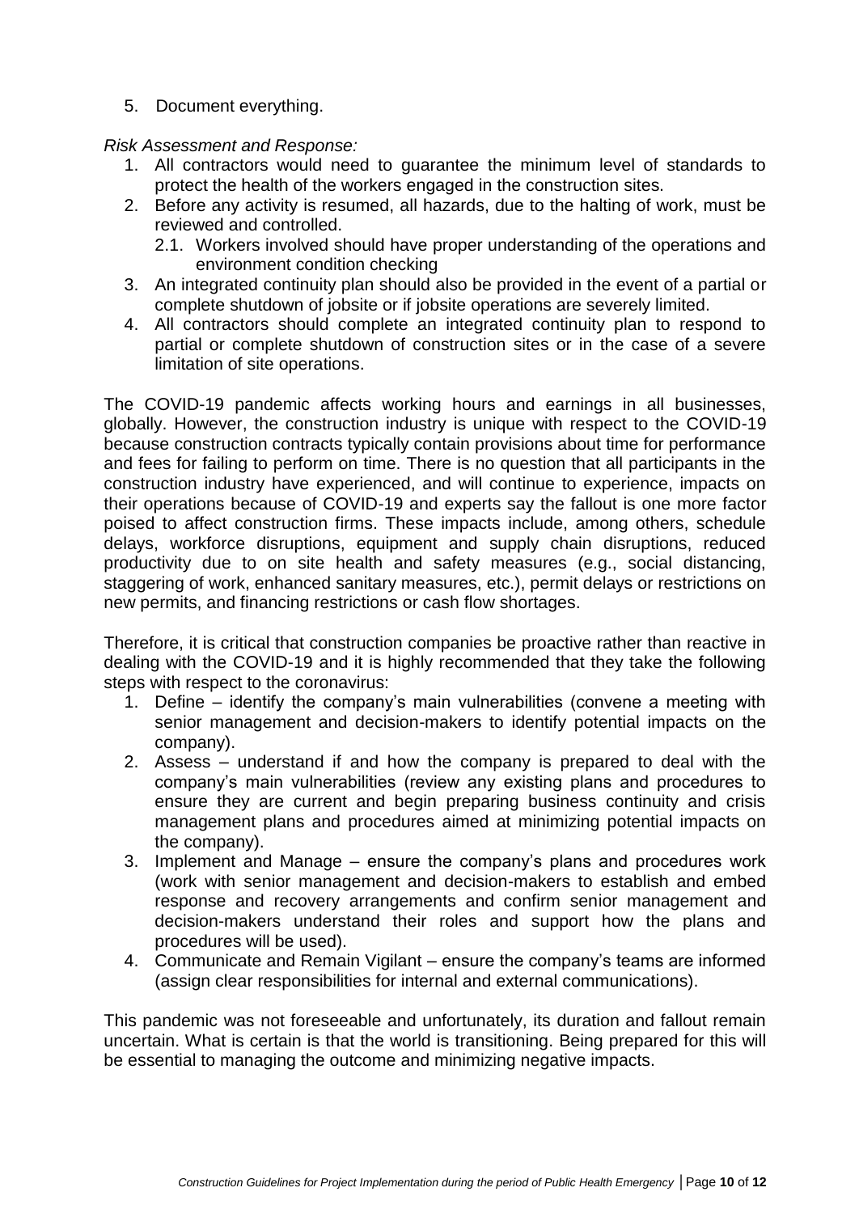5. Document everything.

*Risk Assessment and Response:*

1. All contractors would need to guarantee the minimum level of standards to protect the health of the workers engaged in the construction sites.
2. Before any activity is resumed, all hazards, due to the halting of work, must be reviewed and controlled.
   2.1. Workers involved should have proper understanding of the operations and environment condition checking
3. An integrated continuity plan should also be provided in the event of a partial or complete shutdown of jobsite or if jobsite operations are severely limited.
4. All contractors should complete an integrated continuity plan to respond to partial or complete shutdown of construction sites or in the case of a severe limitation of site operations.

The COVID-19 pandemic affects working hours and earnings in all businesses, globally. However, the construction industry is unique with respect to the COVID-19 because construction contracts typically contain provisions about time for performance and fees for failing to perform on time. There is no question that all participants in the construction industry have experienced, and will continue to experience, impacts on their operations because of COVID-19 and experts say the fallout is one more factor poised to affect construction firms. These impacts include, among others, schedule delays, workforce disruptions, equipment and supply chain disruptions, reduced productivity due to on site health and safety measures (e.g., social distancing, staggering of work, enhanced sanitary measures, etc.), permit delays or restrictions on new permits, and financing restrictions or cash flow shortages.

Therefore, it is critical that construction companies be proactive rather than reactive in dealing with the COVID-19 and it is highly recommended that they take the following steps with respect to the coronavirus:

1. Define – identify the company's main vulnerabilities (convene a meeting with senior management and decision-makers to identify potential impacts on the company).
2. Assess – understand if and how the company is prepared to deal with the company's main vulnerabilities (review any existing plans and procedures to ensure they are current and begin preparing business continuity and crisis management plans and procedures aimed at minimizing potential impacts on the company).
3. Implement and Manage – ensure the company's plans and procedures work (work with senior management and decision-makers to establish and embed response and recovery arrangements and confirm senior management and decision-makers understand their roles and support how the plans and procedures will be used).
4. Communicate and Remain Vigilant – ensure the company's teams are informed (assign clear responsibilities for internal and external communications).

This pandemic was not foreseeable and unfortunately, its duration and fallout remain uncertain. What is certain is that the world is transitioning. Being prepared for this will be essential to managing the outcome and minimizing negative impacts.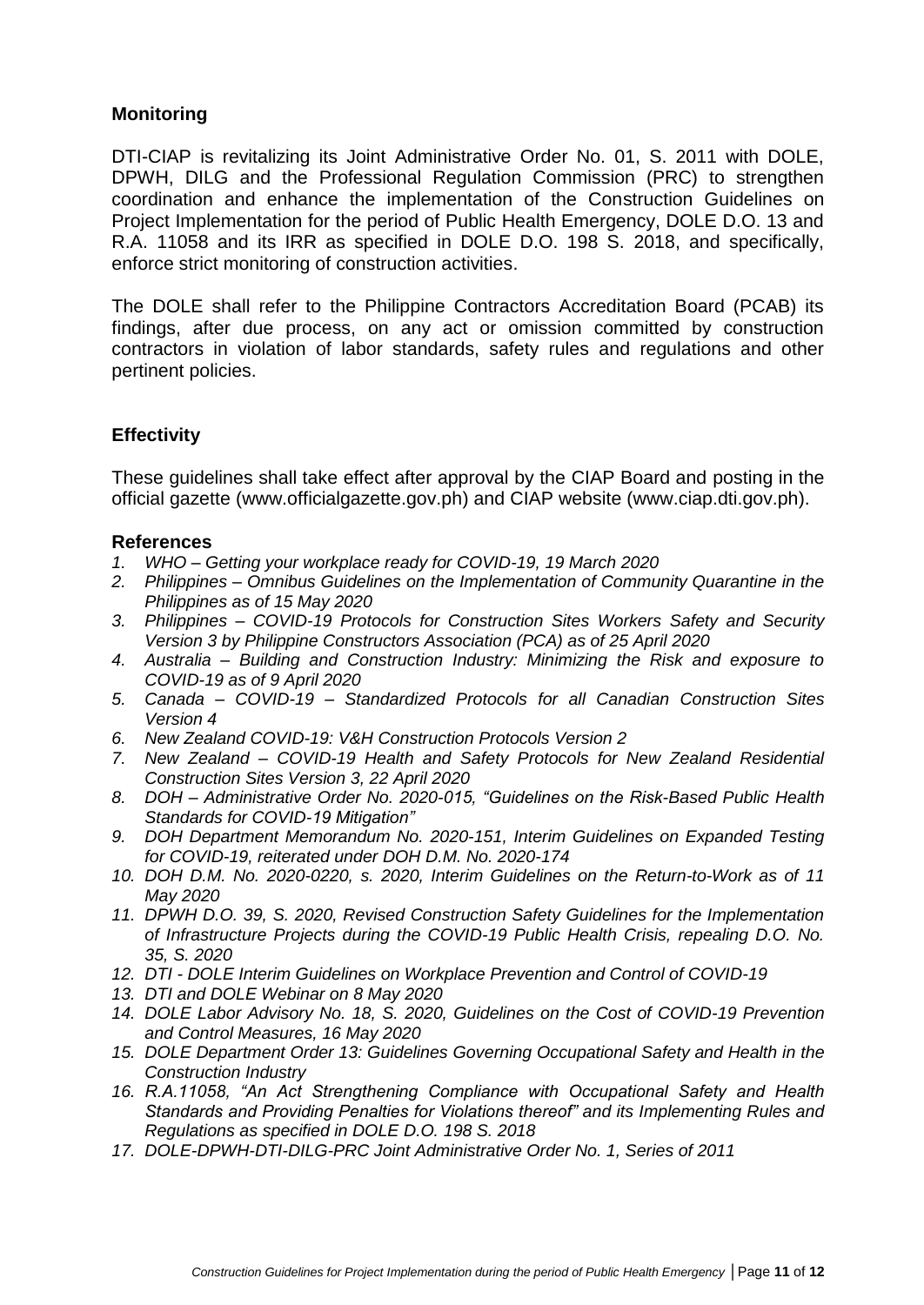### Monitoring

DTI-CIAP is revitalizing its Joint Administrative Order No. 01, S. 2011 with DOLE, DPWH, DILG and the Professional Regulation Commission (PRC) to strengthen coordination and enhance the implementation of the Construction Guidelines on Project Implementation for the period of Public Health Emergency, DOLE D.O. 13 and R.A. 11058 and its IRR as specified in DOLE D.O. 198 S. 2018, and specifically, enforce strict monitoring of construction activities.

The DOLE shall refer to the Philippine Contractors Accreditation Board (PCAB) its findings, after due process, on any act or omission committed by construction contractors in violation of labor standards, safety rules and regulations and other pertinent policies.

### Effectivity

These guidelines shall take effect after approval by the CIAP Board and posting in the official gazette (www.officialgazette.gov.ph) and CIAP website (www.ciap.dti.gov.ph).

### References

1. *WHO – Getting your workplace ready for COVID-19, 19 March 2020*
2. *Philippines – Omnibus Guidelines on the Implementation of Community Quarantine in the Philippines as of 15 May 2020*
3. *Philippines – COVID-19 Protocols for Construction Sites Workers Safety and Security Version 3 by Philippine Constructors Association (PCA) as of 25 April 2020*
4. *Australia – Building and Construction Industry: Minimizing the Risk and exposure to COVID-19 as of 9 April 2020*
5. *Canada – COVID-19 – Standardized Protocols for all Canadian Construction Sites Version 4*
6. *New Zealand COVID-19: V&H Construction Protocols Version 2*
7. *New Zealand – COVID-19 Health and Safety Protocols for New Zealand Residential Construction Sites Version 3, 22 April 2020*
8. *DOH – Administrative Order No. 2020-015, "Guidelines on the Risk-Based Public Health Standards for COVID-19 Mitigation"*
9. *DOH Department Memorandum No. 2020-151, Interim Guidelines on Expanded Testing for COVID-19, reiterated under DOH D.M. No. 2020-174*
10. *DOH D.M. No. 2020-0220, s. 2020, Interim Guidelines on the Return-to-Work as of 11 May 2020*
11. *DPWH D.O. 39, S. 2020, Revised Construction Safety Guidelines for the Implementation of Infrastructure Projects during the COVID-19 Public Health Crisis, repealing D.O. No. 35, S. 2020*
12. *DTI - DOLE Interim Guidelines on Workplace Prevention and Control of COVID-19*
13. *DTI and DOLE Webinar on 8 May 2020*
14. *DOLE Labor Advisory No. 18, S. 2020, Guidelines on the Cost of COVID-19 Prevention and Control Measures, 16 May 2020*
15. *DOLE Department Order 13: Guidelines Governing Occupational Safety and Health in the Construction Industry*
16. *R.A.11058, "An Act Strengthening Compliance with Occupational Safety and Health Standards and Providing Penalties for Violations thereof" and its Implementing Rules and Regulations as specified in DOLE D.O. 198 S. 2018*
17. *DOLE-DPWH-DTI-DILG-PRC Joint Administrative Order No. 1, Series of 2011*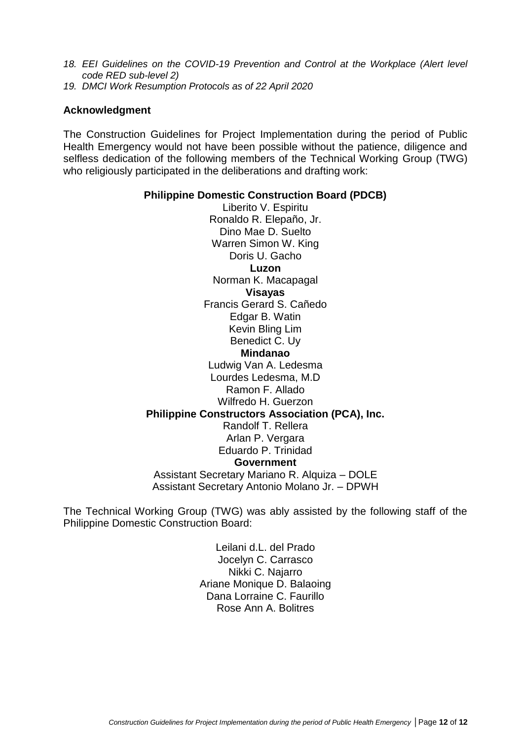18. *EEI Guidelines on the COVID-19 Prevention and Control at the Workplace (Alert level code RED sub-level 2)*
19. *DMCI Work Resumption Protocols as of 22 April 2020*

## Acknowledgment

The Construction Guidelines for Project Implementation during the period of Public Health Emergency would not have been possible without the patience, diligence and selfless dedication of the following members of the Technical Working Group (TWG) who religiously participated in the deliberations and drafting work:

**Philippine Domestic Construction Board (PDCB)**
Liberito V. Espiritu
Ronaldo R. Elepaño, Jr.
Dino Mae D. Suelto
Warren Simon W. King
Doris U. Gacho

**Luzon**
Norman K. Macapagal

**Visayas**
Francis Gerard S. Cañedo
Edgar B. Watin
Kevin Bling Lim
Benedict C. Uy

**Mindanao**
Ludwig Van A. Ledesma
Lourdes Ledesma, M.D
Ramon F. Allado
Wilfredo H. Guerzon

**Philippine Constructors Association (PCA), Inc.**
Randolf T. Rellera
Arlan P. Vergara
Eduardo P. Trinidad

**Government**
Assistant Secretary Mariano R. Alquiza – DOLE
Assistant Secretary Antonio Molano Jr. – DPWH

The Technical Working Group (TWG) was ably assisted by the following staff of the Philippine Domestic Construction Board:

Leilani d.L. del Prado
Jocelyn C. Carrasco
Nikki C. Najarro
Ariane Monique D. Balaoing
Dana Lorraine C. Faurillo
Rose Ann A. Bolitres